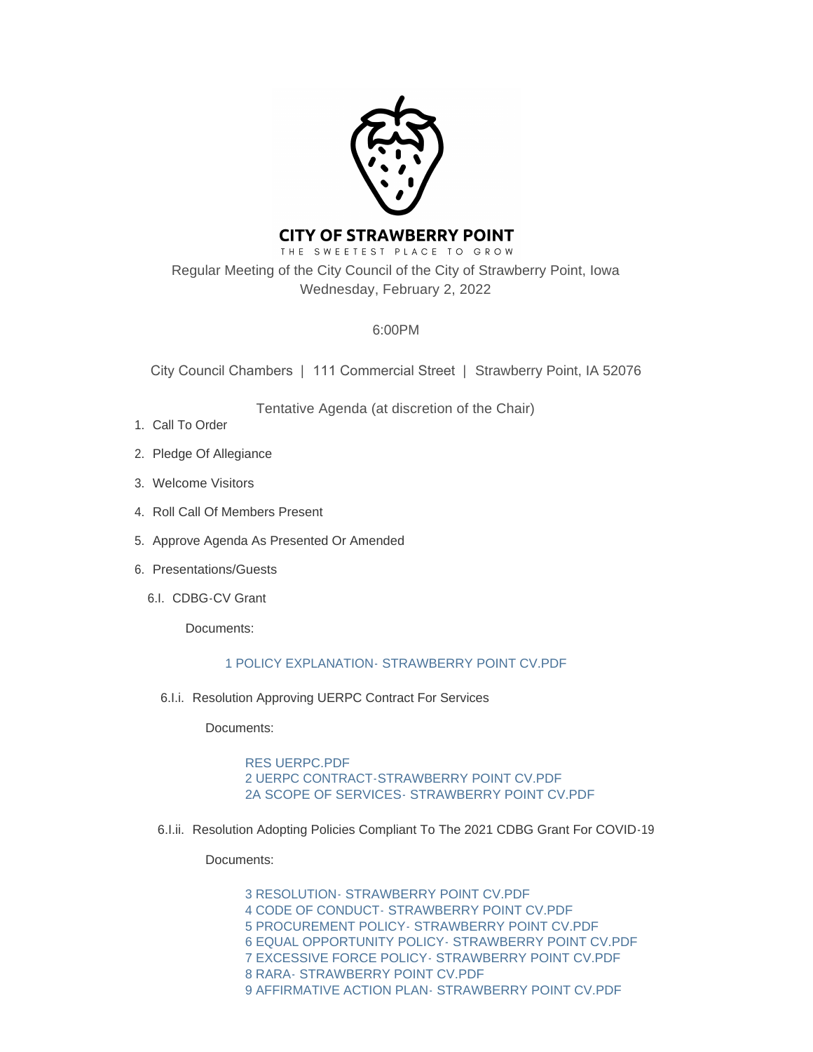# CITY OF STRAWBERRY POINT

THE SWEETEST PLACE TO GROW

Regular Meeting of the City Council of the City of Strawberry Point, Iowa
Wednesday, February 2, 2022

6:00PM

City Council Chambers | 111 Commercial Street | Strawberry Point, IA 52076

Tentative Agenda (at discretion of the Chair)

1. Call To Order
2. Pledge Of Allegiance
3. Welcome Visitors
4. Roll Call Of Members Present
5. Approve Agenda As Presented Or Amended
6. Presentations/Guests

6.I. CDBG-CV Grant

Documents:

1 POLICY EXPLANATION- STRAWBERRY POINT CV.PDF

6.I.i. Resolution Approving UERPC Contract For Services

Documents:

RES UERPC.PDF
2 UERPC CONTRACT-STRAWBERRY POINT CV.PDF
2A SCOPE OF SERVICES- STRAWBERRY POINT CV.PDF

6.I.ii. Resolution Adopting Policies Compliant To The 2021 CDBG Grant For COVID-19

Documents:

3 RESOLUTION- STRAWBERRY POINT CV.PDF
4 CODE OF CONDUCT- STRAWBERRY POINT CV.PDF
5 PROCUREMENT POLICY- STRAWBERRY POINT CV.PDF
6 EQUAL OPPORTUNITY POLICY- STRAWBERRY POINT CV.PDF
7 EXCESSIVE FORCE POLICY- STRAWBERRY POINT CV.PDF
8 RARA- STRAWBERRY POINT CV.PDF
9 AFFIRMATIVE ACTION PLAN- STRAWBERRY POINT CV.PDF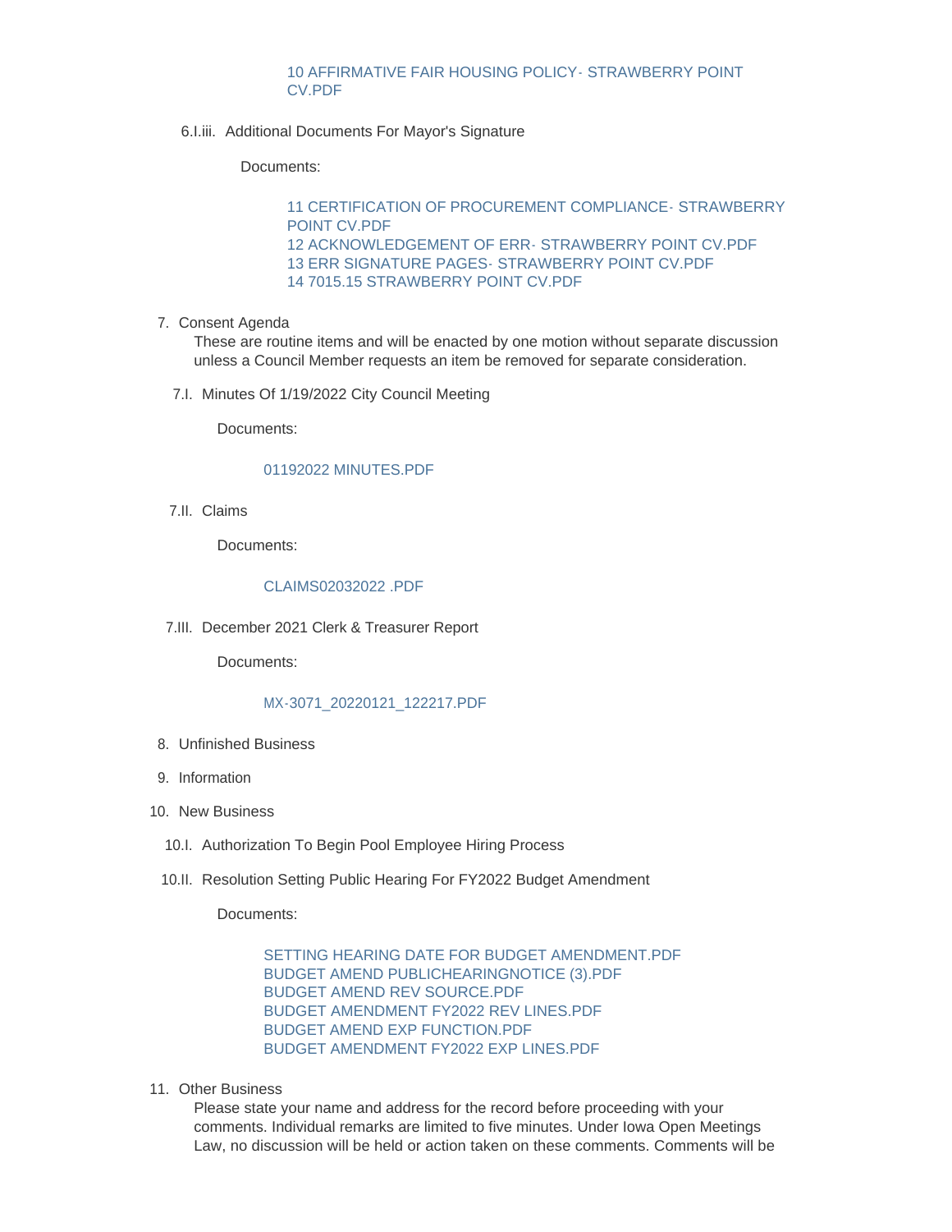10 AFFIRMATIVE FAIR HOUSING POLICY- STRAWBERRY POINT CV.PDF

6.I.iii. Additional Documents For Mayor's Signature

Documents:

11 CERTIFICATION OF PROCUREMENT COMPLIANCE- STRAWBERRY POINT CV.PDF
12 ACKNOWLEDGEMENT OF ERR- STRAWBERRY POINT CV.PDF
13 ERR SIGNATURE PAGES- STRAWBERRY POINT CV.PDF
14 7015.15 STRAWBERRY POINT CV.PDF

7. Consent Agenda

These are routine items and will be enacted by one motion without separate discussion unless a Council Member requests an item be removed for separate consideration.

7.I. Minutes Of 1/19/2022 City Council Meeting

Documents:

01192022 MINUTES.PDF

7.II. Claims

Documents:

CLAIMS02032022 .PDF

7.III. December 2021 Clerk & Treasurer Report

Documents:

MX-3071_20220121_122217.PDF

8. Unfinished Business

9. Information

10. New Business

10.I. Authorization To Begin Pool Employee Hiring Process

10.II. Resolution Setting Public Hearing For FY2022 Budget Amendment

Documents:

SETTING HEARING DATE FOR BUDGET AMENDMENT.PDF
BUDGET AMEND PUBLICHEARINGNOTICE (3).PDF
BUDGET AMEND REV SOURCE.PDF
BUDGET AMENDMENT FY2022 REV LINES.PDF
BUDGET AMEND EXP FUNCTION.PDF
BUDGET AMENDMENT FY2022 EXP LINES.PDF

11. Other Business

Please state your name and address for the record before proceeding with your comments. Individual remarks are limited to five minutes. Under Iowa Open Meetings Law, no discussion will be held or action taken on these comments. Comments will be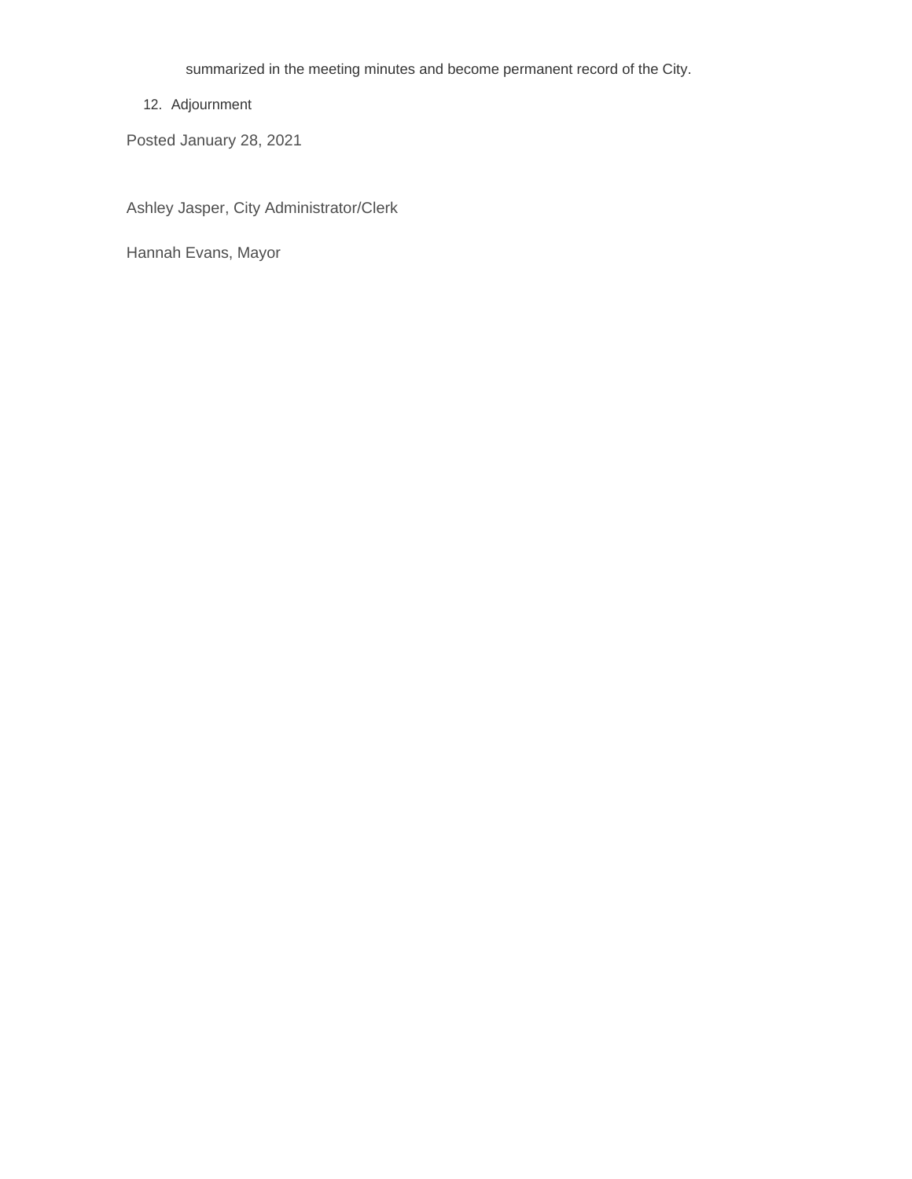summarized in the meeting minutes and become permanent record of the City.

12. Adjournment

Posted January 28, 2021

Ashley Jasper, City Administrator/Clerk

Hannah Evans, Mayor